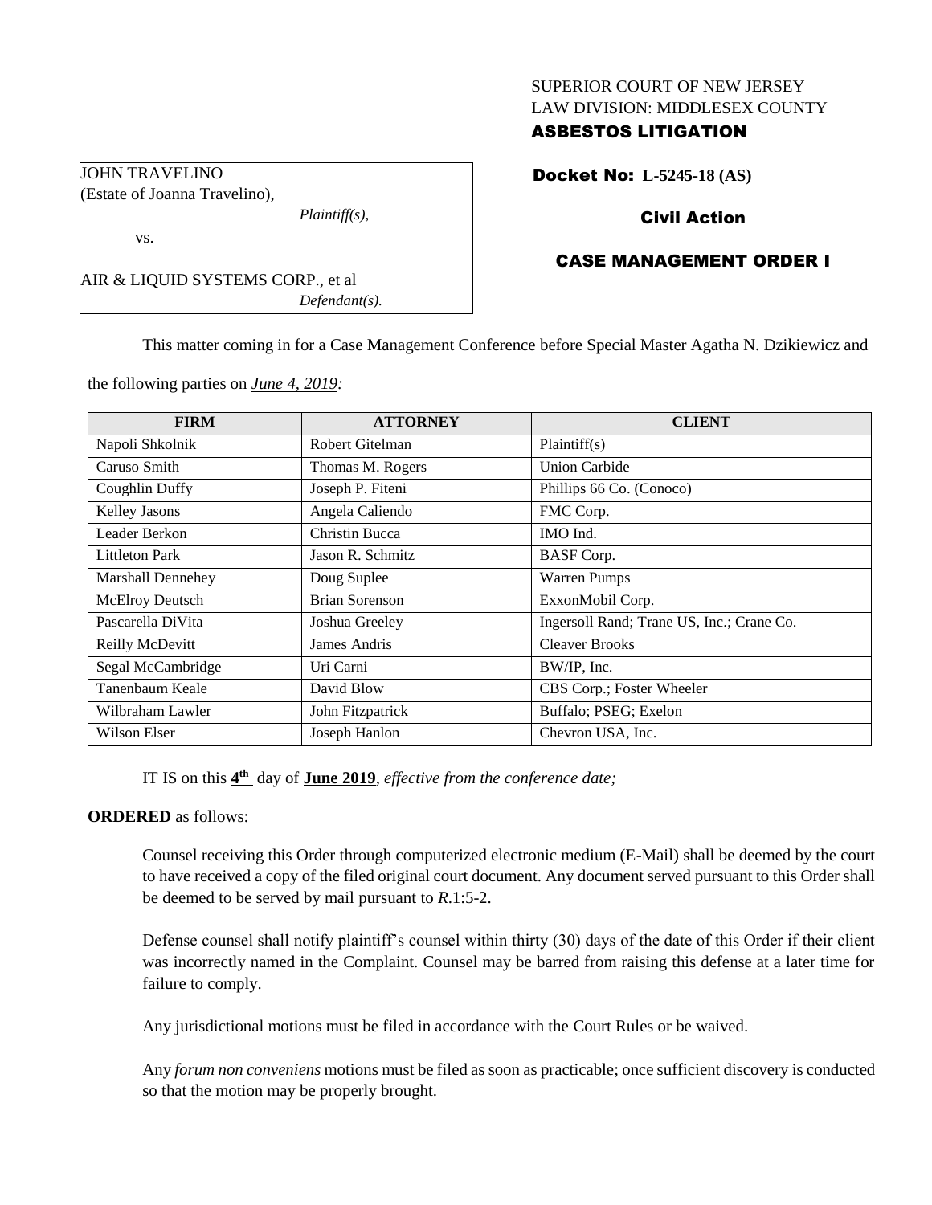SUPERIOR COURT OF NEW JERSEY
LAW DIVISION: MIDDLESEX COUNTY
**ASBESTOS LITIGATION**

JOHN TRAVELINO
(Estate of Joanna Travelino),
*Plaintiff(s),*

vs.

AIR & LIQUID SYSTEMS CORP., et al
*Defendant(s).*

**Docket No: L-5245-18 (AS)**

**Civil Action**

**CASE MANAGEMENT ORDER I**

This matter coming in for a Case Management Conference before Special Master Agatha N. Dzikiewicz and the following parties on *June 4, 2019:*

| FIRM | ATTORNEY | CLIENT |
|---|---|---|
| Napoli Shkolnik | Robert Gitelman | Plaintiff(s) |
| Caruso Smith | Thomas M. Rogers | Union Carbide |
| Coughlin Duffy | Joseph P. Fiteni | Phillips 66 Co. (Conoco) |
| Kelley Jasons | Angela Caliendo | FMC Corp. |
| Leader Berkon | Christin Bucca | IMO Ind. |
| Littleton Park | Jason R. Schmitz | BASF Corp. |
| Marshall Dennehey | Doug Suplee | Warren Pumps |
| McElroy Deutsch | Brian Sorenson | ExxonMobil Corp. |
| Pascarella DiVita | Joshua Greeley | Ingersoll Rand; Trane US, Inc.; Crane Co. |
| Reilly McDevitt | James Andris | Cleaver Brooks |
| Segal McCambridge | Uri Carni | BW/IP, Inc. |
| Tanenbaum Keale | David Blow | CBS Corp.; Foster Wheeler |
| Wilbraham Lawler | John Fitzpatrick | Buffalo; PSEG; Exelon |
| Wilson Elser | Joseph Hanlon | Chevron USA, Inc. |

IT IS on this **4th** day of **June 2019**, *effective from the conference date;*

**ORDERED** as follows:

Counsel receiving this Order through computerized electronic medium (E-Mail) shall be deemed by the court to have received a copy of the filed original court document. Any document served pursuant to this Order shall be deemed to be served by mail pursuant to *R*.1:5-2.

Defense counsel shall notify plaintiff's counsel within thirty (30) days of the date of this Order if their client was incorrectly named in the Complaint. Counsel may be barred from raising this defense at a later time for failure to comply.

Any jurisdictional motions must be filed in accordance with the Court Rules or be waived.

Any *forum non conveniens* motions must be filed as soon as practicable; once sufficient discovery is conducted so that the motion may be properly brought.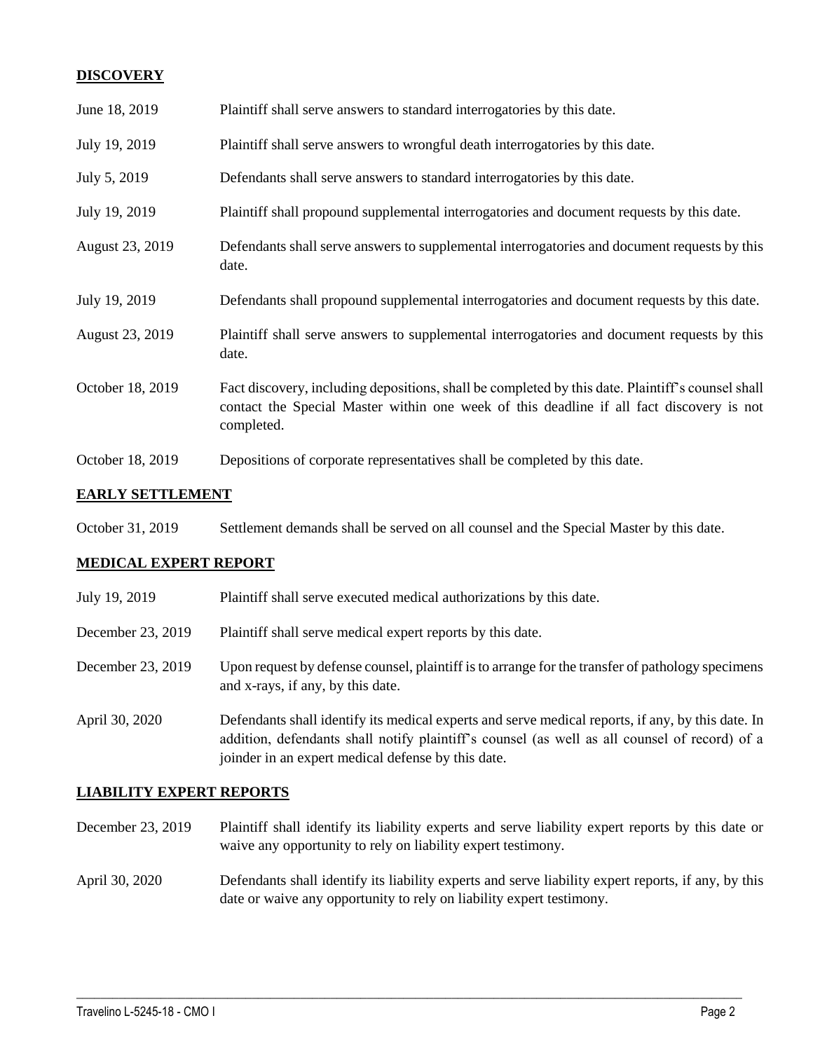## DISCOVERY

| | |
|---|---|
| June 18, 2019 | Plaintiff shall serve answers to standard interrogatories by this date. |
| July 19, 2019 | Plaintiff shall serve answers to wrongful death interrogatories by this date. |
| July 5, 2019 | Defendants shall serve answers to standard interrogatories by this date. |
| July 19, 2019 | Plaintiff shall propound supplemental interrogatories and document requests by this date. |
| August 23, 2019 | Defendants shall serve answers to supplemental interrogatories and document requests by this date. |
| July 19, 2019 | Defendants shall propound supplemental interrogatories and document requests by this date. |
| August 23, 2019 | Plaintiff shall serve answers to supplemental interrogatories and document requests by this date. |
| October 18, 2019 | Fact discovery, including depositions, shall be completed by this date. Plaintiff's counsel shall contact the Special Master within one week of this deadline if all fact discovery is not completed. |
| October 18, 2019 | Depositions of corporate representatives shall be completed by this date. |

## EARLY SETTLEMENT

| | |
|---|---|
| October 31, 2019 | Settlement demands shall be served on all counsel and the Special Master by this date. |

## MEDICAL EXPERT REPORT

| | |
|---|---|
| July 19, 2019 | Plaintiff shall serve executed medical authorizations by this date. |
| December 23, 2019 | Plaintiff shall serve medical expert reports by this date. |
| December 23, 2019 | Upon request by defense counsel, plaintiff is to arrange for the transfer of pathology specimens and x-rays, if any, by this date. |
| April 30, 2020 | Defendants shall identify its medical experts and serve medical reports, if any, by this date. In addition, defendants shall notify plaintiff's counsel (as well as all counsel of record) of a joinder in an expert medical defense by this date. |

## LIABILITY EXPERT REPORTS

| | |
|---|---|
| December 23, 2019 | Plaintiff shall identify its liability experts and serve liability expert reports by this date or waive any opportunity to rely on liability expert testimony. |
| April 30, 2020 | Defendants shall identify its liability experts and serve liability expert reports, if any, by this date or waive any opportunity to rely on liability expert testimony. |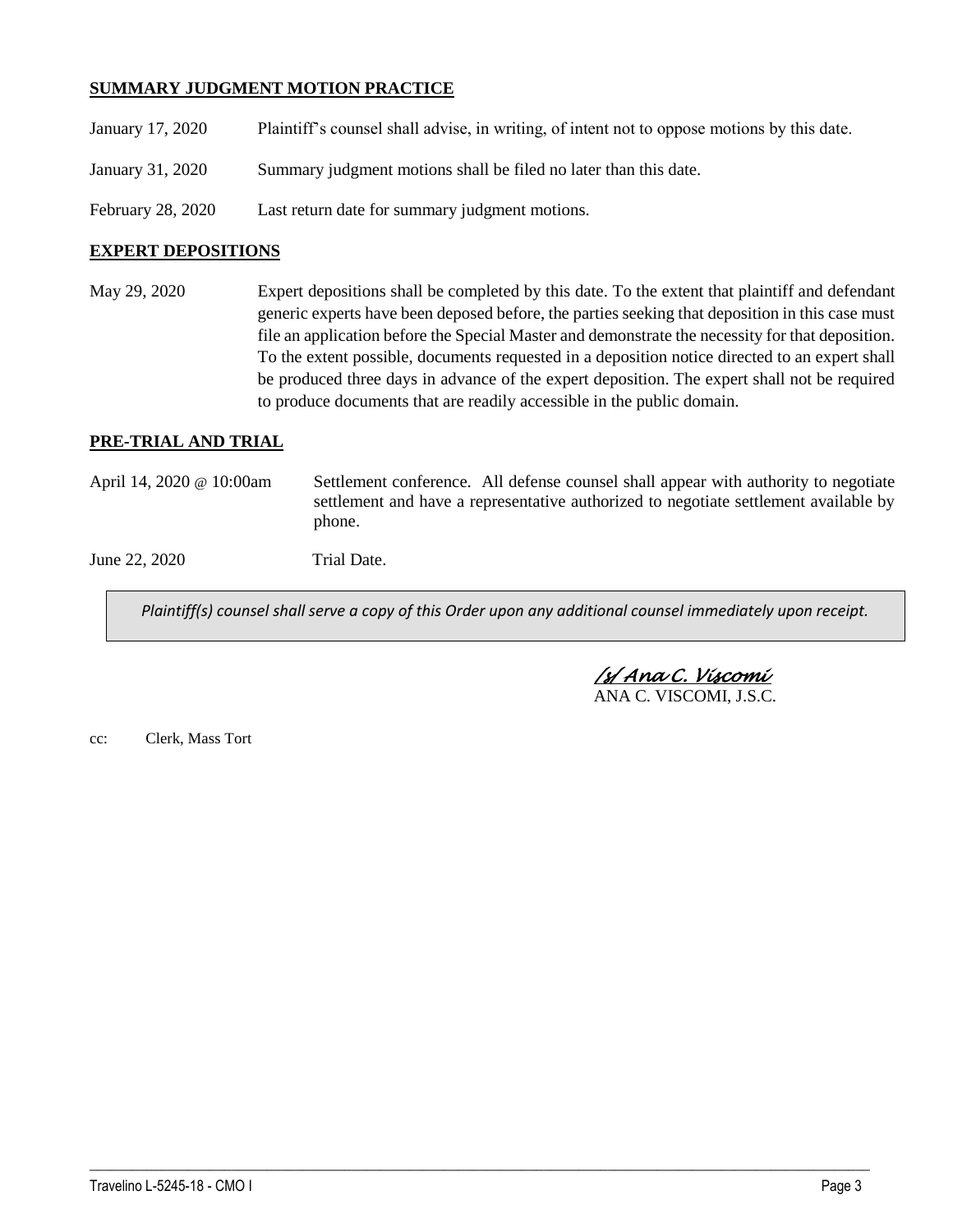**SUMMARY JUDGMENT MOTION PRACTICE**

| | |
|---|---|
| January 17, 2020 | Plaintiff's counsel shall advise, in writing, of intent not to oppose motions by this date. |
| January 31, 2020 | Summary judgment motions shall be filed no later than this date. |
| February 28, 2020 | Last return date for summary judgment motions. |

**EXPERT DEPOSITIONS**

| | |
|---|---|
| May 29, 2020 | Expert depositions shall be completed by this date. To the extent that plaintiff and defendant generic experts have been deposed before, the parties seeking that deposition in this case must file an application before the Special Master and demonstrate the necessity for that deposition. To the extent possible, documents requested in a deposition notice directed to an expert shall be produced three days in advance of the expert deposition. The expert shall not be required to produce documents that are readily accessible in the public domain. |

**PRE-TRIAL AND TRIAL**

| | |
|---|---|
| April 14, 2020 @ 10:00am | Settlement conference. All defense counsel shall appear with authority to negotiate settlement and have a representative authorized to negotiate settlement available by phone. |
| June 22, 2020 | Trial Date. |

*Plaintiff(s) counsel shall serve a copy of this Order upon any additional counsel immediately upon receipt.*

*/s/ Ana C. Viscomi*
ANA C. VISCOMI, J.S.C.

cc: Clerk, Mass Tort